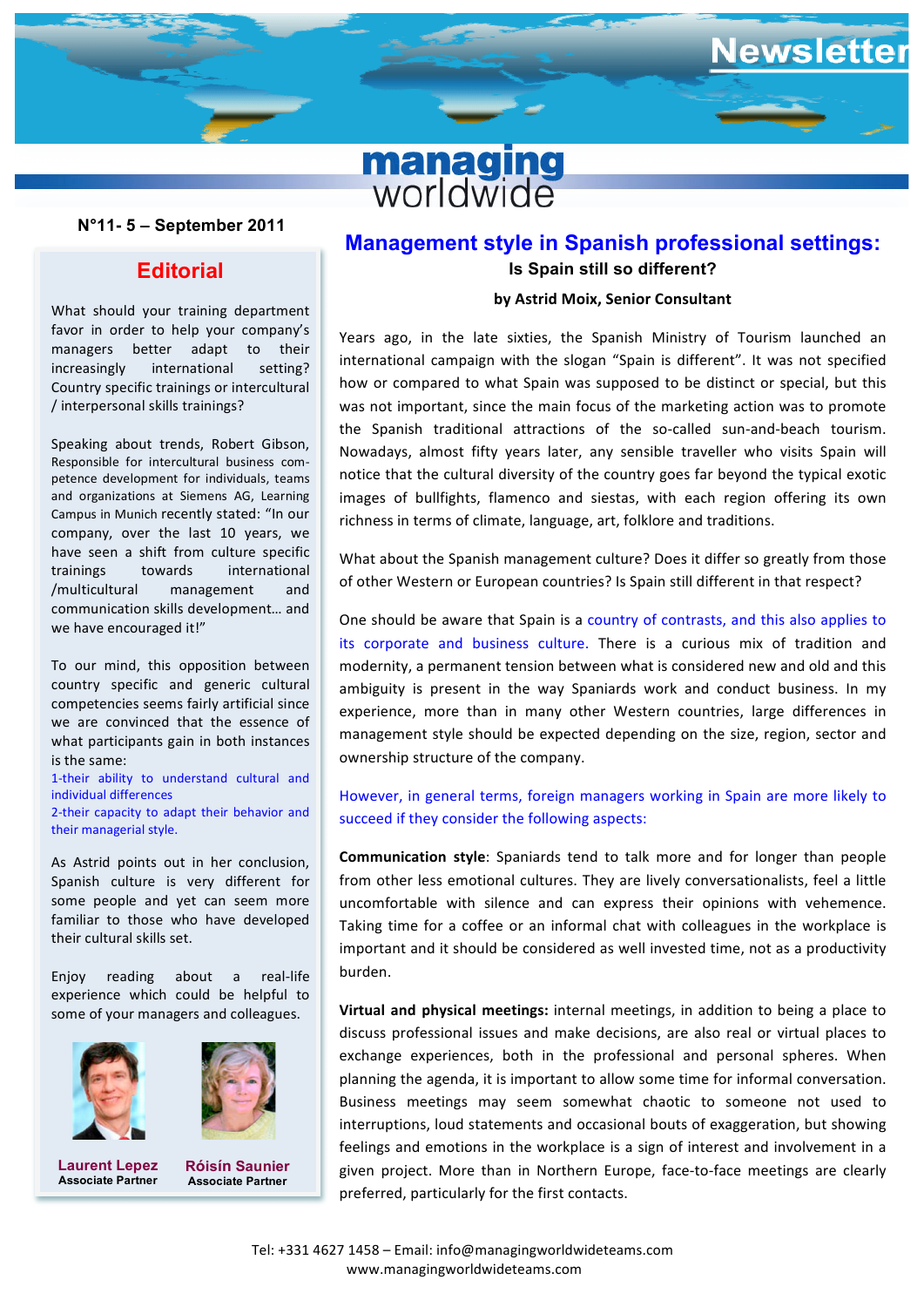# Newsletter

**managing worldwide**

**N°11- 5 – September 2011**

## Editorial

What should your training department favor in order to help your company's managers better adapt to their increasingly international setting? Country specific trainings or intercultural / interpersonal skills trainings?

Speaking about trends, Robert Gibson, Responsible for intercultural business competence development for individuals, teams and organizations at Siemens AG, Learning Campus in Munich recently stated: "In our company, over the last 10 years, we have seen a shift from culture specific trainings towards international /multicultural management and communication skills development… and we have encouraged it!"

To our mind, this opposition between country specific and generic cultural competencies seems fairly artificial since we are convinced that the essence of what participants gain in both instances is the same:

1-their ability to understand cultural and individual differences

2-their capacity to adapt their behavior and their managerial style.

As Astrid points out in her conclusion, Spanish culture is very different for some people and yet can seem more familiar to those who have developed their cultural skills set.

Enjoy reading about a real-life experience which could be helpful to some of your managers and colleagues.

**Laurent Lepez**
Associate Partner

**Róisín Saunier**
Associate Partner

## Management style in Spanish professional settings:

### Is Spain still so different?

**by Astrid Moix, Senior Consultant**

Years ago, in the late sixties, the Spanish Ministry of Tourism launched an international campaign with the slogan "Spain is different". It was not specified how or compared to what Spain was supposed to be distinct or special, but this was not important, since the main focus of the marketing action was to promote the Spanish traditional attractions of the so-called sun-and-beach tourism. Nowadays, almost fifty years later, any sensible traveller who visits Spain will notice that the cultural diversity of the country goes far beyond the typical exotic images of bullfights, flamenco and siestas, with each region offering its own richness in terms of climate, language, art, folklore and traditions.

What about the Spanish management culture? Does it differ so greatly from those of other Western or European countries? Is Spain still different in that respect?

One should be aware that Spain is a country of contrasts, and this also applies to its corporate and business culture. There is a curious mix of tradition and modernity, a permanent tension between what is considered new and old and this ambiguity is present in the way Spaniards work and conduct business. In my experience, more than in many other Western countries, large differences in management style should be expected depending on the size, region, sector and ownership structure of the company.

However, in general terms, foreign managers working in Spain are more likely to succeed if they consider the following aspects:

**Communication style**: Spaniards tend to talk more and for longer than people from other less emotional cultures. They are lively conversationalists, feel a little uncomfortable with silence and can express their opinions with vehemence. Taking time for a coffee or an informal chat with colleagues in the workplace is important and it should be considered as well invested time, not as a productivity burden.

**Virtual and physical meetings:** internal meetings, in addition to being a place to discuss professional issues and make decisions, are also real or virtual places to exchange experiences, both in the professional and personal spheres. When planning the agenda, it is important to allow some time for informal conversation. Business meetings may seem somewhat chaotic to someone not used to interruptions, loud statements and occasional bouts of exaggeration, but showing feelings and emotions in the workplace is a sign of interest and involvement in a given project. More than in Northern Europe, face-to-face meetings are clearly preferred, particularly for the first contacts.

Tel: +331 4627 1458 – Email: info@managingworldwideteams.com
www.managingworldwideteams.com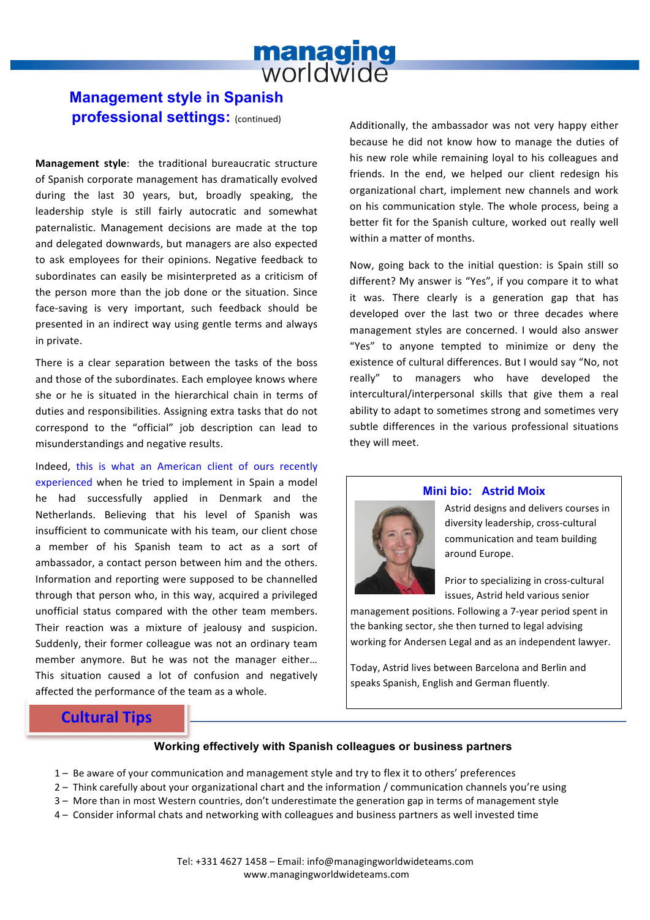## Management style in Spanish professional settings: (continued)

**Management style**: the traditional bureaucratic structure of Spanish corporate management has dramatically evolved during the last 30 years, but, broadly speaking, the leadership style is still fairly autocratic and somewhat paternalistic. Management decisions are made at the top and delegated downwards, but managers are also expected to ask employees for their opinions. Negative feedback to subordinates can easily be misinterpreted as a criticism of the person more than the job done or the situation. Since face-saving is very important, such feedback should be presented in an indirect way using gentle terms and always in private.

There is a clear separation between the tasks of the boss and those of the subordinates. Each employee knows where she or he is situated in the hierarchical chain in terms of duties and responsibilities. Assigning extra tasks that do not correspond to the "official" job description can lead to misunderstandings and negative results.

Indeed, this is what an American client of ours recently experienced when he tried to implement in Spain a model he had successfully applied in Denmark and the Netherlands. Believing that his level of Spanish was insufficient to communicate with his team, our client chose a member of his Spanish team to act as a sort of ambassador, a contact person between him and the others. Information and reporting were supposed to be channelled through that person who, in this way, acquired a privileged unofficial status compared with the other team members. Their reaction was a mixture of jealousy and suspicion. Suddenly, their former colleague was not an ordinary team member anymore. But he was not the manager either… This situation caused a lot of confusion and negatively affected the performance of the team as a whole.

Additionally, the ambassador was not very happy either because he did not know how to manage the duties of his new role while remaining loyal to his colleagues and friends. In the end, we helped our client redesign his organizational chart, implement new channels and work on his communication style. The whole process, being a better fit for the Spanish culture, worked out really well within a matter of months.

Now, going back to the initial question: is Spain still so different? My answer is "Yes", if you compare it to what it was. There clearly is a generation gap that has developed over the last two or three decades where management styles are concerned. I would also answer "Yes" to anyone tempted to minimize or deny the existence of cultural differences. But I would say "No, not really" to managers who have developed the intercultural/interpersonal skills that give them a real ability to adapt to sometimes strong and sometimes very subtle differences in the various professional situations they will meet.

### Mini bio: Astrid Moix

Astrid designs and delivers courses in diversity leadership, cross-cultural communication and team building around Europe.

Prior to specializing in cross-cultural issues, Astrid held various senior management positions. Following a 7-year period spent in the banking sector, she then turned to legal advising working for Andersen Legal and as an independent lawyer.

Today, Astrid lives between Barcelona and Berlin and speaks Spanish, English and German fluently.

## Cultural Tips

**Working effectively with Spanish colleagues or business partners**

1 – Be aware of your communication and management style and try to flex it to others' preferences
2 – Think carefully about your organizational chart and the information / communication channels you're using
3 – More than in most Western countries, don't underestimate the generation gap in terms of management style
4 – Consider informal chats and networking with colleagues and business partners as well invested time

Tel: +331 4627 1458 – Email: info@managingworldwideteams.com
www.managingworldwideteams.com